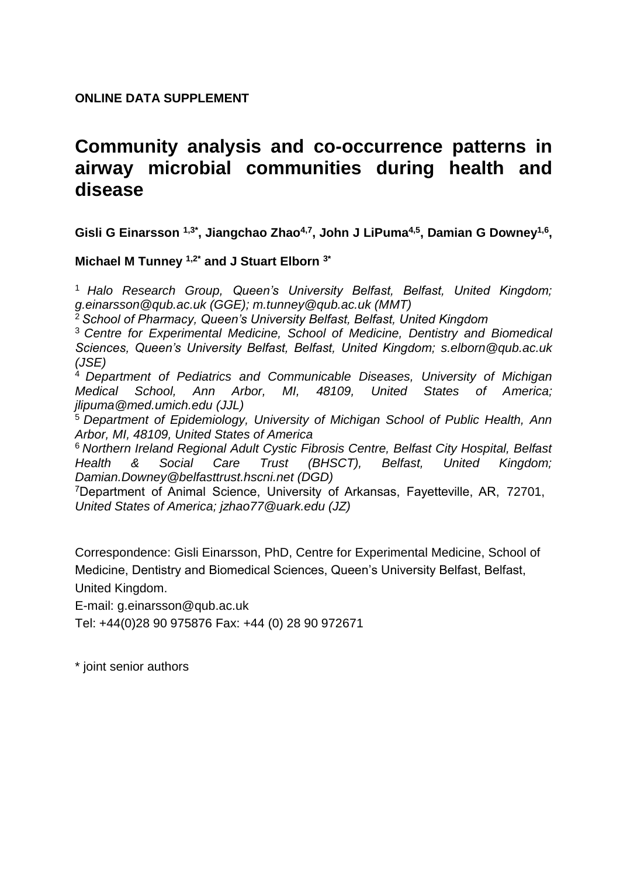**ONLINE DATA SUPPLEMENT**

# Community analysis and co-occurrence patterns in airway microbial communities during health and disease

**Gisli G Einarsson [1,3*], Jiangchao Zhao[4,7], John J LiPuma[4,5], Damian G Downey[1,6], Michael M Tunney [1,2*] and J Stuart Elborn [3*]**

[1] *Halo Research Group, Queen's University Belfast, Belfast, United Kingdom; g.einarsson@qub.ac.uk (GGE); m.tunney@qub.ac.uk (MMT)*

[2] *School of Pharmacy, Queen's University Belfast, Belfast, United Kingdom*

[3] *Centre for Experimental Medicine, School of Medicine, Dentistry and Biomedical Sciences, Queen's University Belfast, Belfast, United Kingdom; s.elborn@qub.ac.uk (JSE)*

[4] *Department of Pediatrics and Communicable Diseases, University of Michigan Medical School, Ann Arbor, MI, 48109, United States of America; jlipuma@med.umich.edu (JJL)*

[5] *Department of Epidemiology, University of Michigan School of Public Health, Ann Arbor, MI, 48109, United States of America*

[6] *Northern Ireland Regional Adult Cystic Fibrosis Centre, Belfast City Hospital, Belfast Health & Social Care Trust (BHSCT), Belfast, United Kingdom; Damian.Downey@belfasttrust.hscni.net (DGD)*

[7]Department of Animal Science, University of Arkansas, Fayetteville, AR, 72701, *United States of America; jzhao77@uark.edu (JZ)*

Correspondence: Gisli Einarsson, PhD, Centre for Experimental Medicine, School of Medicine, Dentistry and Biomedical Sciences, Queen's University Belfast, Belfast, United Kingdom.

E-mail: g.einarsson@qub.ac.uk

Tel: +44(0)28 90 975876 Fax: +44 (0) 28 90 972671

\* joint senior authors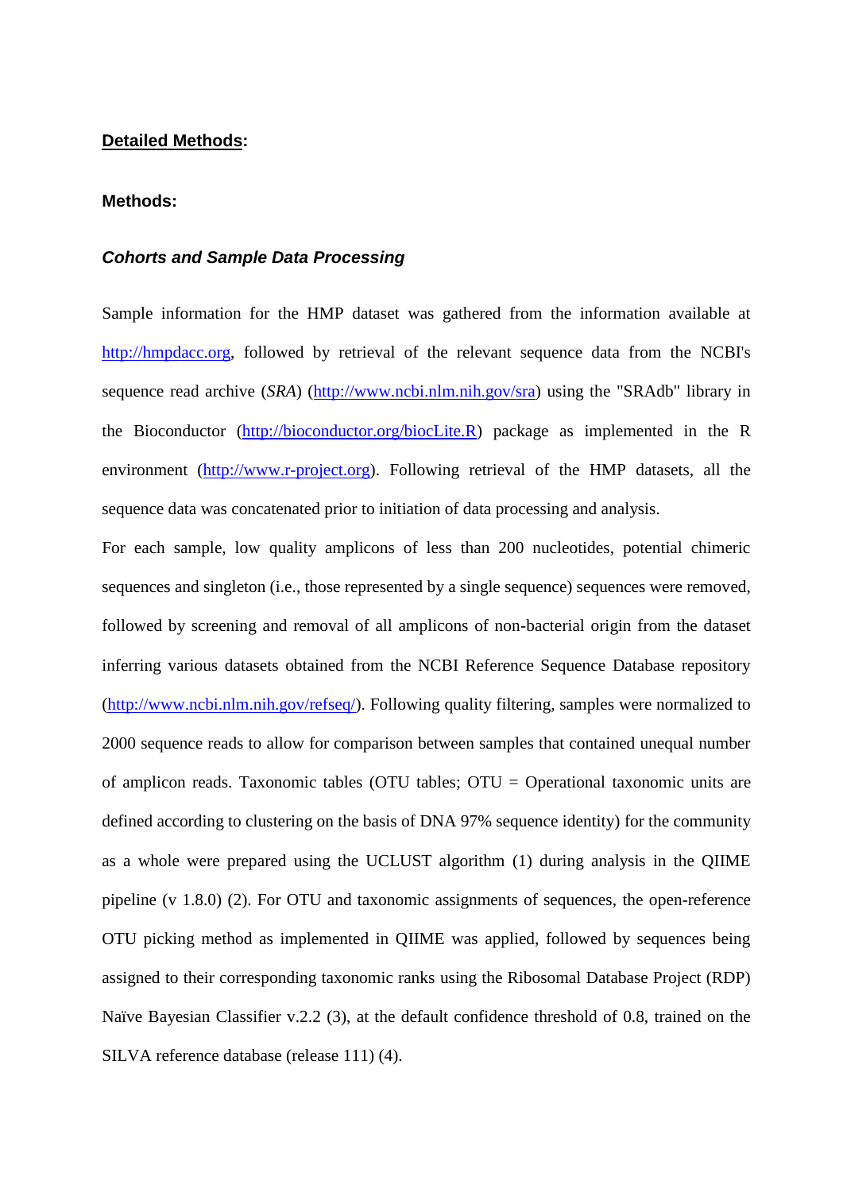## **Detailed Methods**:

### **Methods:**

#### ***Cohorts and Sample Data Processing***

Sample information for the HMP dataset was gathered from the information available at http://hmpdacc.org, followed by retrieval of the relevant sequence data from the NCBI's sequence read archive (*SRA*) (http://www.ncbi.nlm.nih.gov/sra) using the "SRAdb" library in the Bioconductor (http://bioconductor.org/biocLite.R) package as implemented in the R environment (http://www.r-project.org). Following retrieval of the HMP datasets, all the sequence data was concatenated prior to initiation of data processing and analysis.

For each sample, low quality amplicons of less than 200 nucleotides, potential chimeric sequences and singleton (i.e., those represented by a single sequence) sequences were removed, followed by screening and removal of all amplicons of non-bacterial origin from the dataset inferring various datasets obtained from the NCBI Reference Sequence Database repository (http://www.ncbi.nlm.nih.gov/refseq/). Following quality filtering, samples were normalized to 2000 sequence reads to allow for comparison between samples that contained unequal number of amplicon reads. Taxonomic tables (OTU tables; OTU = Operational taxonomic units are defined according to clustering on the basis of DNA 97% sequence identity) for the community as a whole were prepared using the UCLUST algorithm (1) during analysis in the QIIME pipeline (v 1.8.0) (2). For OTU and taxonomic assignments of sequences, the open-reference OTU picking method as implemented in QIIME was applied, followed by sequences being assigned to their corresponding taxonomic ranks using the Ribosomal Database Project (RDP) Naïve Bayesian Classifier v.2.2 (3), at the default confidence threshold of 0.8, trained on the SILVA reference database (release 111) (4).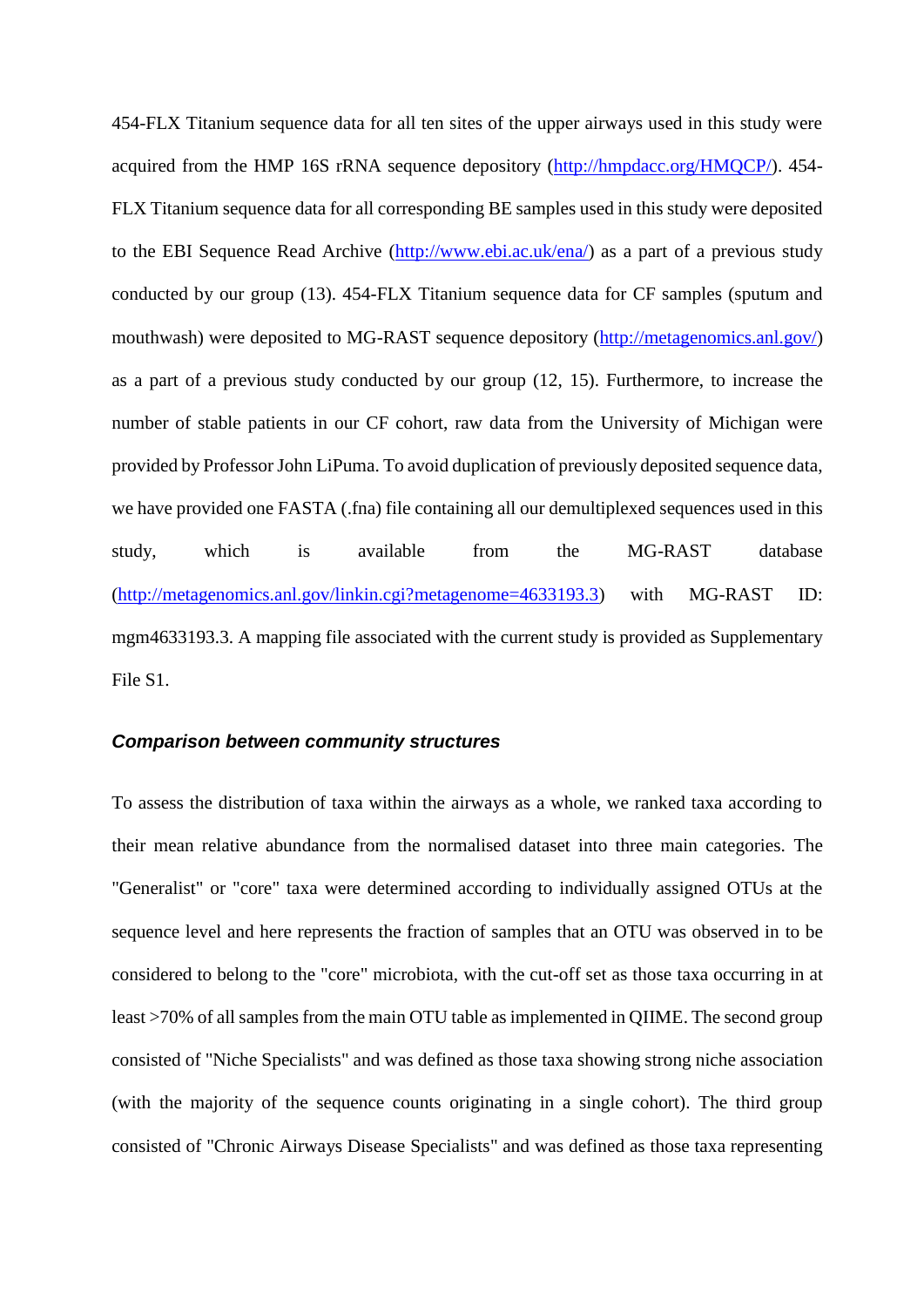454-FLX Titanium sequence data for all ten sites of the upper airways used in this study were acquired from the HMP 16S rRNA sequence depository (http://hmpdacc.org/HMQCP/). 454-FLX Titanium sequence data for all corresponding BE samples used in this study were deposited to the EBI Sequence Read Archive (http://www.ebi.ac.uk/ena/) as a part of a previous study conducted by our group (13). 454-FLX Titanium sequence data for CF samples (sputum and mouthwash) were deposited to MG-RAST sequence depository (http://metagenomics.anl.gov/) as a part of a previous study conducted by our group (12, 15). Furthermore, to increase the number of stable patients in our CF cohort, raw data from the University of Michigan were provided by Professor John LiPuma. To avoid duplication of previously deposited sequence data, we have provided one FASTA (.fna) file containing all our demultiplexed sequences used in this study, which is available from the MG-RAST database (http://metagenomics.anl.gov/linkin.cgi?metagenome=4633193.3) with MG-RAST ID: mgm4633193.3. A mapping file associated with the current study is provided as Supplementary File S1.

### ***Comparison between community structures***

To assess the distribution of taxa within the airways as a whole, we ranked taxa according to their mean relative abundance from the normalised dataset into three main categories. The "Generalist" or "core" taxa were determined according to individually assigned OTUs at the sequence level and here represents the fraction of samples that an OTU was observed in to be considered to belong to the "core" microbiota, with the cut-off set as those taxa occurring in at least >70% of all samples from the main OTU table as implemented in QIIME. The second group consisted of "Niche Specialists" and was defined as those taxa showing strong niche association (with the majority of the sequence counts originating in a single cohort). The third group consisted of "Chronic Airways Disease Specialists" and was defined as those taxa representing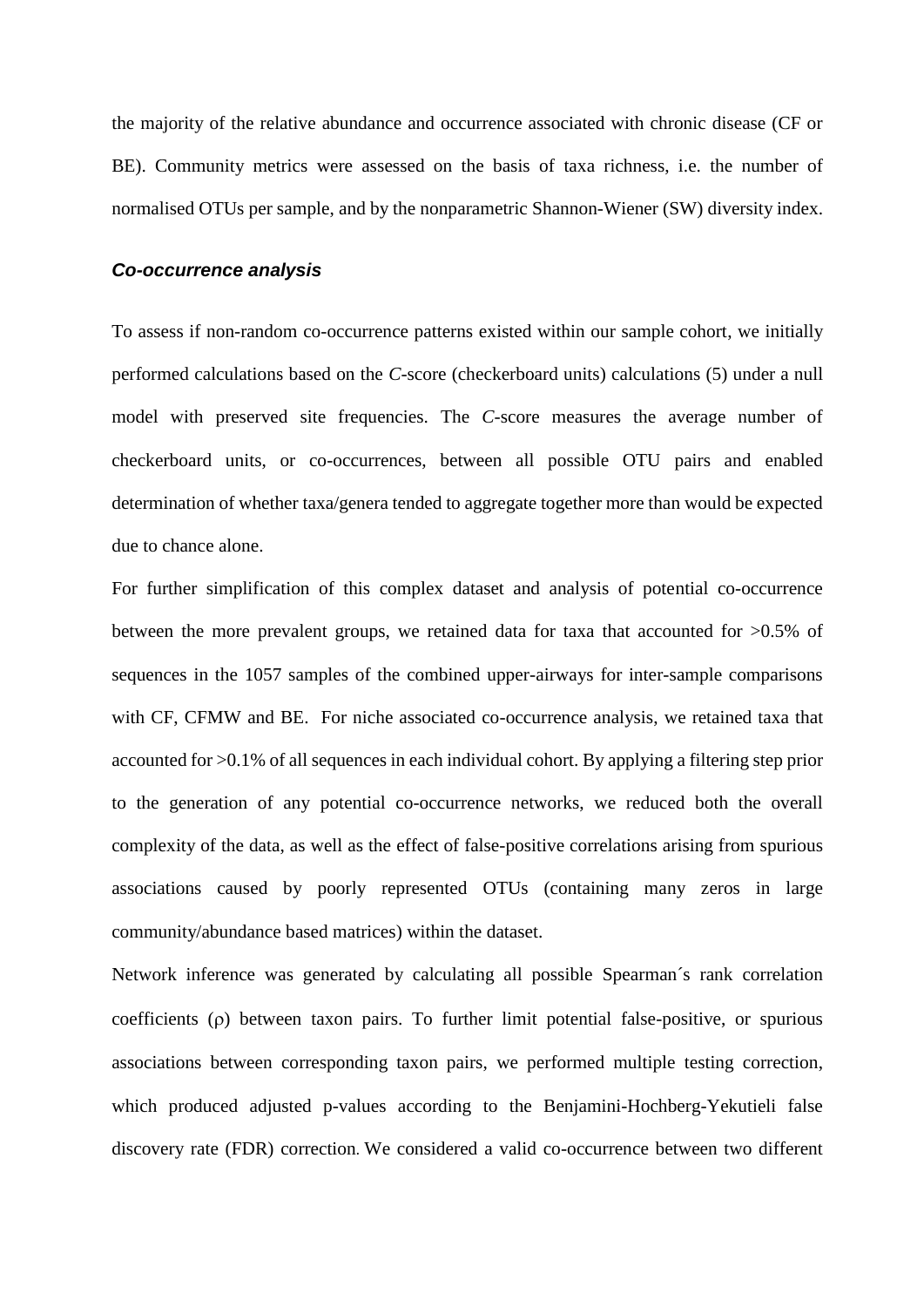the majority of the relative abundance and occurrence associated with chronic disease (CF or BE). Community metrics were assessed on the basis of taxa richness, i.e. the number of normalised OTUs per sample, and by the nonparametric Shannon-Wiener (SW) diversity index.

### *Co-occurrence analysis*

To assess if non-random co-occurrence patterns existed within our sample cohort, we initially performed calculations based on the *C*-score (checkerboard units) calculations (5) under a null model with preserved site frequencies. The *C*-score measures the average number of checkerboard units, or co-occurrences, between all possible OTU pairs and enabled determination of whether taxa/genera tended to aggregate together more than would be expected due to chance alone.

For further simplification of this complex dataset and analysis of potential co-occurrence between the more prevalent groups, we retained data for taxa that accounted for >0.5% of sequences in the 1057 samples of the combined upper-airways for inter-sample comparisons with CF, CFMW and BE. For niche associated co-occurrence analysis, we retained taxa that accounted for >0.1% of all sequences in each individual cohort. By applying a filtering step prior to the generation of any potential co-occurrence networks, we reduced both the overall complexity of the data, as well as the effect of false-positive correlations arising from spurious associations caused by poorly represented OTUs (containing many zeros in large community/abundance based matrices) within the dataset.

Network inference was generated by calculating all possible Spearman´s rank correlation coefficients ($\rho$) between taxon pairs. To further limit potential false-positive, or spurious associations between corresponding taxon pairs, we performed multiple testing correction, which produced adjusted p-values according to the Benjamini-Hochberg-Yekutieli false discovery rate (FDR) correction. We considered a valid co-occurrence between two different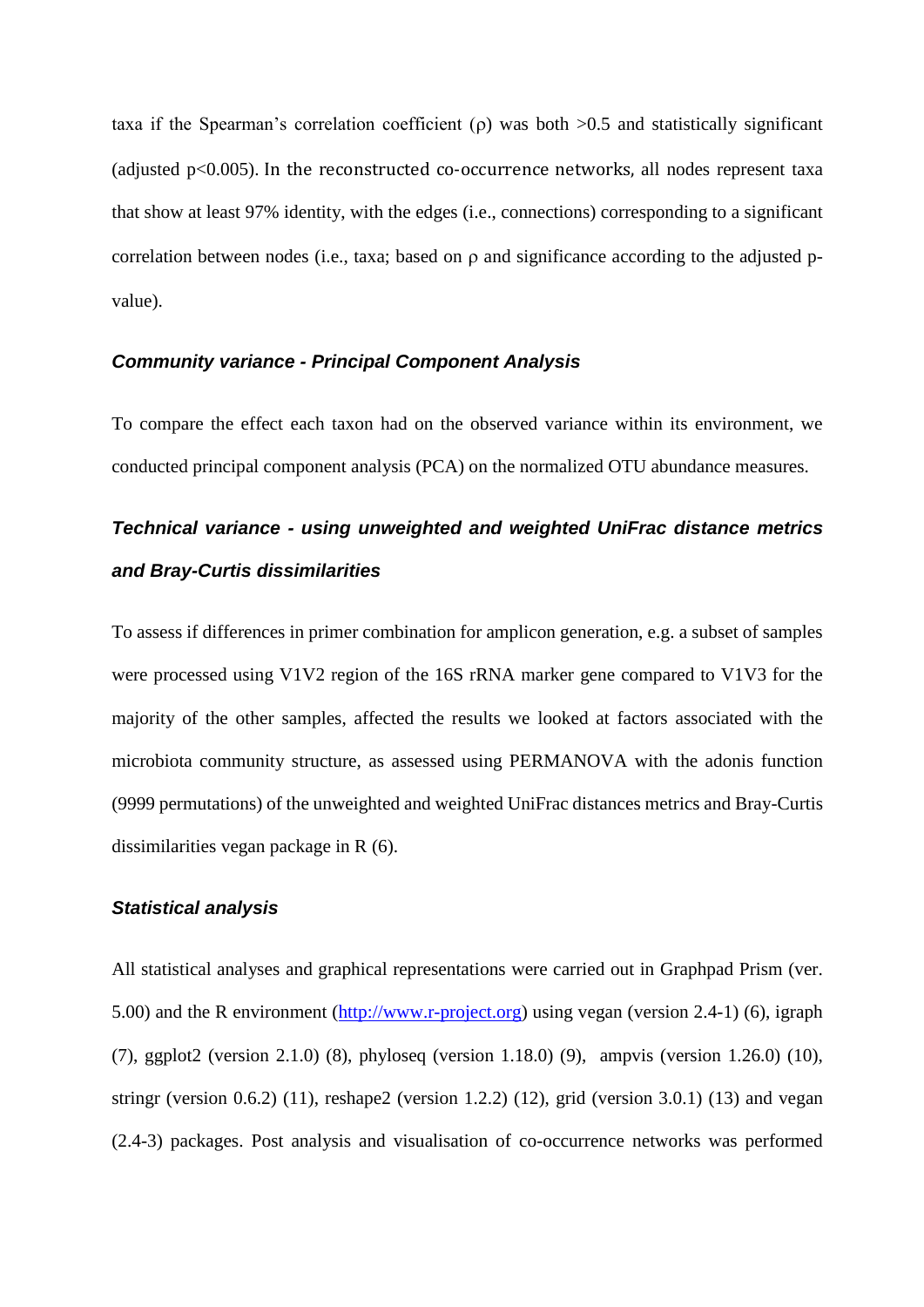taxa if the Spearman's correlation coefficient (ρ) was both >0.5 and statistically significant (adjusted p<0.005). In the reconstructed co-occurrence networks, all nodes represent taxa that show at least 97% identity, with the edges (i.e., connections) corresponding to a significant correlation between nodes (i.e., taxa; based on ρ and significance according to the adjusted p-value).

### *Community variance - Principal Component Analysis*

To compare the effect each taxon had on the observed variance within its environment, we conducted principal component analysis (PCA) on the normalized OTU abundance measures.

### *Technical variance - using unweighted and weighted UniFrac distance metrics and Bray-Curtis dissimilarities*

To assess if differences in primer combination for amplicon generation, e.g. a subset of samples were processed using V1V2 region of the 16S rRNA marker gene compared to V1V3 for the majority of the other samples, affected the results we looked at factors associated with the microbiota community structure, as assessed using PERMANOVA with the adonis function (9999 permutations) of the unweighted and weighted UniFrac distances metrics and Bray-Curtis dissimilarities vegan package in R (6).

### *Statistical analysis*

All statistical analyses and graphical representations were carried out in Graphpad Prism (ver. 5.00) and the R environment (http://www.r-project.org) using vegan (version 2.4-1) (6), igraph (7), ggplot2 (version 2.1.0) (8), phyloseq (version 1.18.0) (9), ampvis (version 1.26.0) (10), stringr (version 0.6.2) (11), reshape2 (version 1.2.2) (12), grid (version 3.0.1) (13) and vegan (2.4-3) packages. Post analysis and visualisation of co-occurrence networks was performed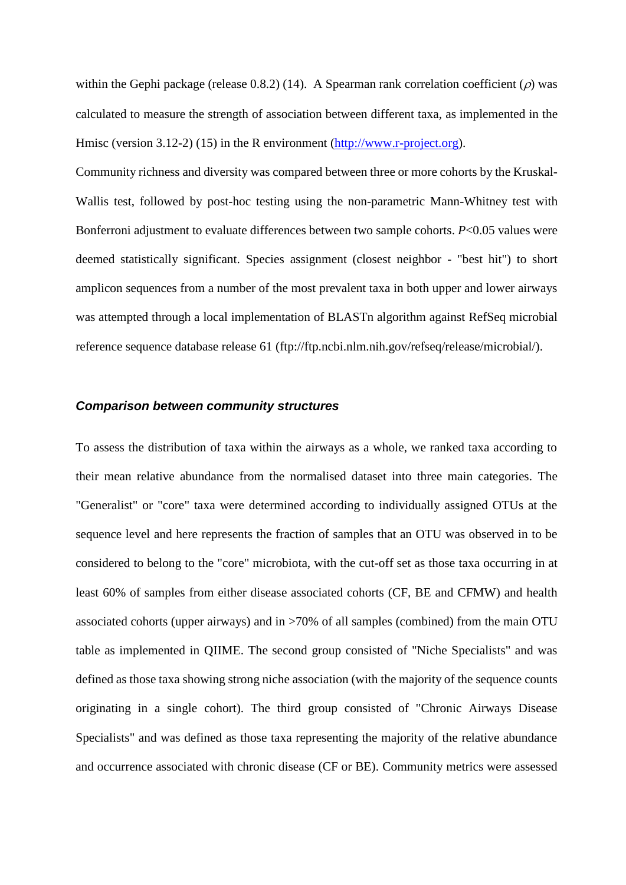within the Gephi package (release 0.8.2) (14). A Spearman rank correlation coefficient ($\rho$) was calculated to measure the strength of association between different taxa, as implemented in the Hmisc (version 3.12-2) (15) in the R environment (http://www.r-project.org).

Community richness and diversity was compared between three or more cohorts by the Kruskal-Wallis test, followed by post-hoc testing using the non-parametric Mann-Whitney test with Bonferroni adjustment to evaluate differences between two sample cohorts. $P<0.05$ values were deemed statistically significant. Species assignment (closest neighbor - "best hit") to short amplicon sequences from a number of the most prevalent taxa in both upper and lower airways was attempted through a local implementation of BLASTn algorithm against RefSeq microbial reference sequence database release 61 (ftp://ftp.ncbi.nlm.nih.gov/refseq/release/microbial/).

### *Comparison between community structures*

To assess the distribution of taxa within the airways as a whole, we ranked taxa according to their mean relative abundance from the normalised dataset into three main categories. The "Generalist" or "core" taxa were determined according to individually assigned OTUs at the sequence level and here represents the fraction of samples that an OTU was observed in to be considered to belong to the "core" microbiota, with the cut-off set as those taxa occurring in at least 60% of samples from either disease associated cohorts (CF, BE and CFMW) and health associated cohorts (upper airways) and in >70% of all samples (combined) from the main OTU table as implemented in QIIME. The second group consisted of "Niche Specialists" and was defined as those taxa showing strong niche association (with the majority of the sequence counts originating in a single cohort). The third group consisted of "Chronic Airways Disease Specialists" and was defined as those taxa representing the majority of the relative abundance and occurrence associated with chronic disease (CF or BE). Community metrics were assessed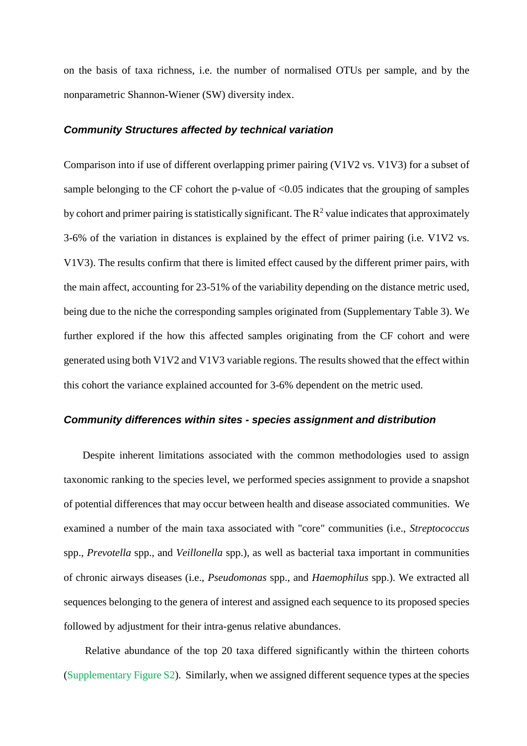on the basis of taxa richness, i.e. the number of normalised OTUs per sample, and by the nonparametric Shannon-Wiener (SW) diversity index.

### *Community Structures affected by technical variation*

Comparison into if use of different overlapping primer pairing (V1V2 vs. V1V3) for a subset of sample belonging to the CF cohort the p-value of <0.05 indicates that the grouping of samples by cohort and primer pairing is statistically significant. The $R^2$ value indicates that approximately 3-6% of the variation in distances is explained by the effect of primer pairing (i.e. V1V2 vs. V1V3). The results confirm that there is limited effect caused by the different primer pairs, with the main affect, accounting for 23-51% of the variability depending on the distance metric used, being due to the niche the corresponding samples originated from (Supplementary Table 3). We further explored if the how this affected samples originating from the CF cohort and were generated using both V1V2 and V1V3 variable regions. The results showed that the effect within this cohort the variance explained accounted for 3-6% dependent on the metric used.

### *Community differences within sites - species assignment and distribution*

Despite inherent limitations associated with the common methodologies used to assign taxonomic ranking to the species level, we performed species assignment to provide a snapshot of potential differences that may occur between health and disease associated communities. We examined a number of the main taxa associated with "core" communities (i.e., *Streptococcus* spp., *Prevotella* spp., and *Veillonella* spp.), as well as bacterial taxa important in communities of chronic airways diseases (i.e., *Pseudomonas* spp., and *Haemophilus* spp.). We extracted all sequences belonging to the genera of interest and assigned each sequence to its proposed species followed by adjustment for their intra-genus relative abundances.

Relative abundance of the top 20 taxa differed significantly within the thirteen cohorts (Supplementary Figure S2). Similarly, when we assigned different sequence types at the species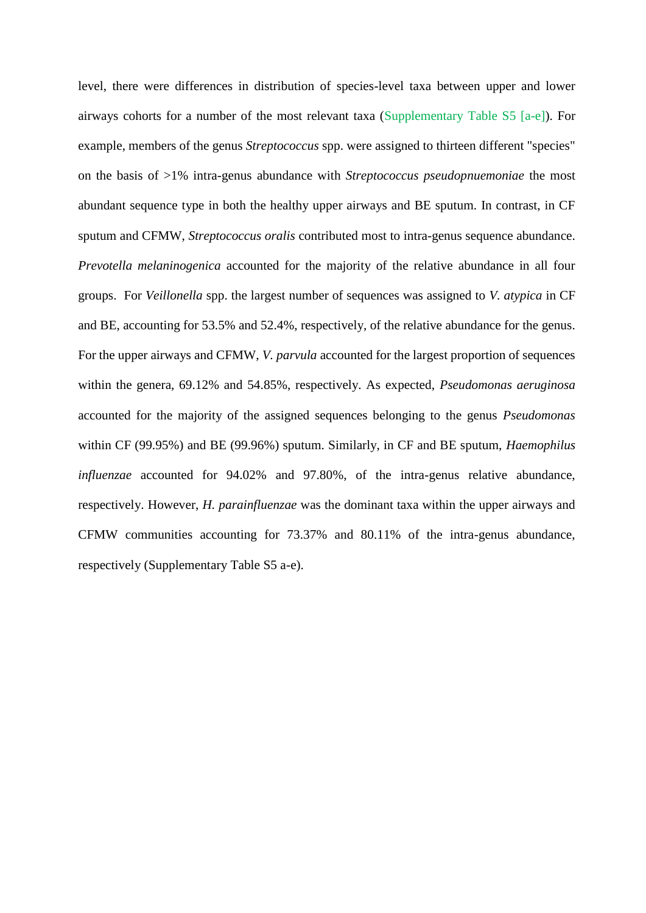level, there were differences in distribution of species-level taxa between upper and lower airways cohorts for a number of the most relevant taxa (Supplementary Table S5 [a-e]). For example, members of the genus *Streptococcus* spp. were assigned to thirteen different "species" on the basis of >1% intra-genus abundance with *Streptococcus pseudopnuemoniae* the most abundant sequence type in both the healthy upper airways and BE sputum. In contrast, in CF sputum and CFMW, *Streptococcus oralis* contributed most to intra-genus sequence abundance. *Prevotella melaninogenica* accounted for the majority of the relative abundance in all four groups. For *Veillonella* spp. the largest number of sequences was assigned to *V. atypica* in CF and BE, accounting for 53.5% and 52.4%, respectively, of the relative abundance for the genus. For the upper airways and CFMW, *V. parvula* accounted for the largest proportion of sequences within the genera, 69.12% and 54.85%, respectively. As expected, *Pseudomonas aeruginosa* accounted for the majority of the assigned sequences belonging to the genus *Pseudomonas* within CF (99.95%) and BE (99.96%) sputum. Similarly, in CF and BE sputum, *Haemophilus influenzae* accounted for 94.02% and 97.80%, of the intra-genus relative abundance, respectively. However, *H. parainfluenzae* was the dominant taxa within the upper airways and CFMW communities accounting for 73.37% and 80.11% of the intra-genus abundance, respectively (Supplementary Table S5 a-e).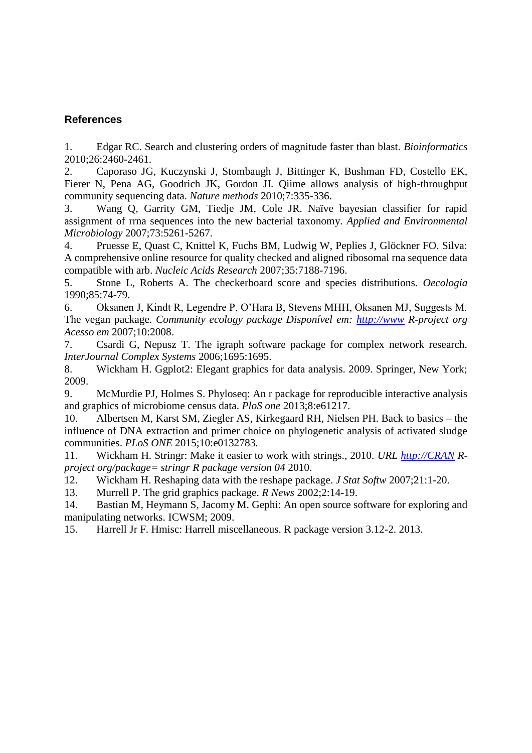### References

1. Edgar RC. Search and clustering orders of magnitude faster than blast. *Bioinformatics* 2010;26:2460-2461.
2. Caporaso JG, Kuczynski J, Stombaugh J, Bittinger K, Bushman FD, Costello EK, Fierer N, Pena AG, Goodrich JK, Gordon JI. Qiime allows analysis of high-throughput community sequencing data. *Nature methods* 2010;7:335-336.
3. Wang Q, Garrity GM, Tiedje JM, Cole JR. Naïve bayesian classifier for rapid assignment of rrna sequences into the new bacterial taxonomy. *Applied and Environmental Microbiology* 2007;73:5261-5267.
4. Pruesse E, Quast C, Knittel K, Fuchs BM, Ludwig W, Peplies J, Glöckner FO. Silva: A comprehensive online resource for quality checked and aligned ribosomal rna sequence data compatible with arb. *Nucleic Acids Research* 2007;35:7188-7196.
5. Stone L, Roberts A. The checkerboard score and species distributions. *Oecologia* 1990;85:74-79.
6. Oksanen J, Kindt R, Legendre P, O'Hara B, Stevens MHH, Oksanen MJ, Suggests M. The vegan package. *Community ecology package Disponível em: http://www R-project org Acesso em* 2007;10:2008.
7. Csardi G, Nepusz T. The igraph software package for complex network research. *InterJournal Complex Systems* 2006;1695:1695.
8. Wickham H. Ggplot2: Elegant graphics for data analysis. 2009. Springer, New York; 2009.
9. McMurdie PJ, Holmes S. Phyloseq: An r package for reproducible interactive analysis and graphics of microbiome census data. *PloS one* 2013;8:e61217.
10. Albertsen M, Karst SM, Ziegler AS, Kirkegaard RH, Nielsen PH. Back to basics – the influence of DNA extraction and primer choice on phylogenetic analysis of activated sludge communities. *PLoS ONE* 2015;10:e0132783.
11. Wickham H. Stringr: Make it easier to work with strings., 2010. *URL http://CRAN R-project org/package= stringr R package version 04* 2010.
12. Wickham H. Reshaping data with the reshape package. *J Stat Softw* 2007;21:1-20.
13. Murrell P. The grid graphics package. *R News* 2002;2:14-19.
14. Bastian M, Heymann S, Jacomy M. Gephi: An open source software for exploring and manipulating networks. ICWSM; 2009.
15. Harrell Jr F. Hmisc: Harrell miscellaneous. R package version 3.12-2. 2013.